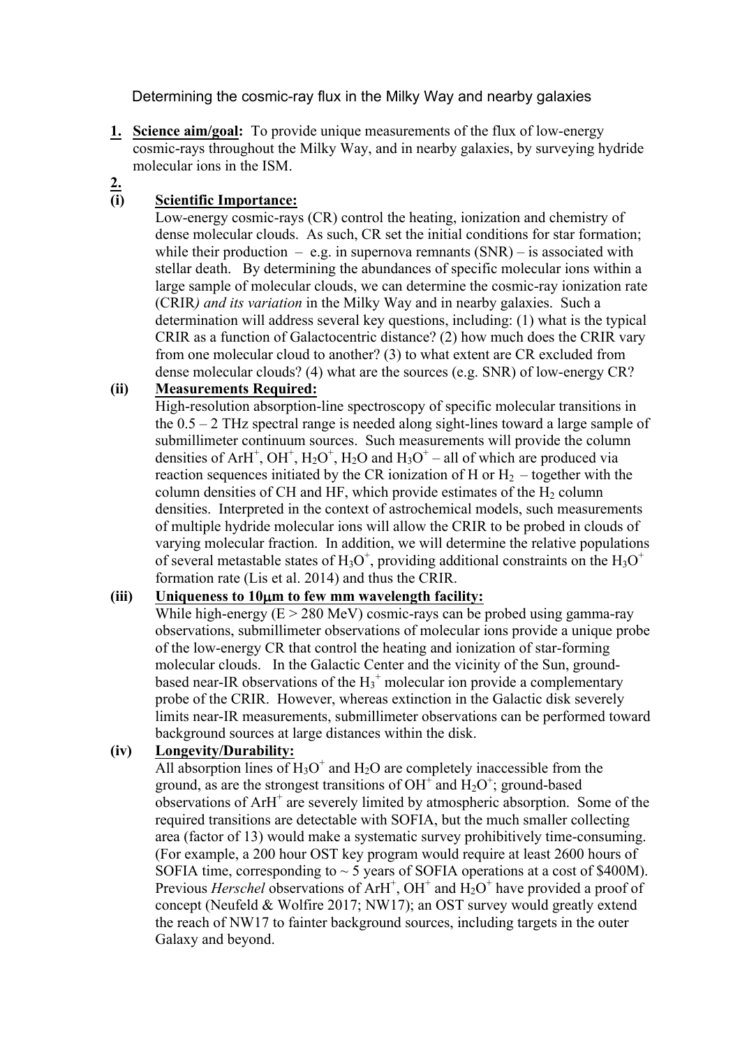Determining the cosmic-ray flux in the Milky Way and nearby galaxies

**1. Science aim/goal:** To provide unique measurements of the flux of low-energy cosmic-rays throughout the Milky Way, and in nearby galaxies, by surveying hydride molecular ions in the ISM.

**2.**

**(i) Scientific Importance:**

Low-energy cosmic-rays (CR) control the heating, ionization and chemistry of dense molecular clouds. As such, CR set the initial conditions for star formation; while their production – e.g. in supernova remnants (SNR) – is associated with stellar death. By determining the abundances of specific molecular ions within a large sample of molecular clouds, we can determine the cosmic-ray ionization rate (CRIR*) and its variation* in the Milky Way and in nearby galaxies. Such a determination will address several key questions, including: (1) what is the typical CRIR as a function of Galactocentric distance? (2) how much does the CRIR vary from one molecular cloud to another? (3) to what extent are CR excluded from dense molecular clouds? (4) what are the sources (e.g. SNR) of low-energy CR?

**(ii) Measurements Required:**

High-resolution absorption-line spectroscopy of specific molecular transitions in the 0.5 – 2 THz spectral range is needed along sight-lines toward a large sample of submillimeter continuum sources. Such measurements will provide the column densities of $ArH^+$, $OH^+$, $H_2O^+$, $H_2O$ and $H_3O^+$ – all of which are produced via reaction sequences initiated by the CR ionization of H or $H_2$ – together with the column densities of CH and HF, which provide estimates of the $H_2$ column densities. Interpreted in the context of astrochemical models, such measurements of multiple hydride molecular ions will allow the CRIR to be probed in clouds of varying molecular fraction. In addition, we will determine the relative populations of several metastable states of $H_3O^+$, providing additional constraints on the $H_3O^+$ formation rate (Lis et al. 2014) and thus the CRIR.

**(iii) Uniqueness to 10μm to few mm wavelength facility:**

While high-energy ($E > 280$ MeV) cosmic-rays can be probed using gamma-ray observations, submillimeter observations of molecular ions provide a unique probe of the low-energy CR that control the heating and ionization of star-forming molecular clouds. In the Galactic Center and the vicinity of the Sun, ground-based near-IR observations of the $H_3^+$ molecular ion provide a complementary probe of the CRIR. However, whereas extinction in the Galactic disk severely limits near-IR measurements, submillimeter observations can be performed toward background sources at large distances within the disk.

**(iv) Longevity/Durability:**

All absorption lines of $H_3O^+$ and $H_2O$ are completely inaccessible from the ground, as are the strongest transitions of $OH^+$ and $H_2O^+$; ground-based observations of $ArH^+$ are severely limited by atmospheric absorption. Some of the required transitions are detectable with SOFIA, but the much smaller collecting area (factor of 13) would make a systematic survey prohibitively time-consuming. (For example, a 200 hour OST key program would require at least 2600 hours of SOFIA time, corresponding to ~ 5 years of SOFIA operations at a cost of $400M). Previous *Herschel* observations of $ArH^+$, $OH^+$ and $H_2O^+$ have provided a proof of concept (Neufeld & Wolfire 2017; NW17); an OST survey would greatly extend the reach of NW17 to fainter background sources, including targets in the outer Galaxy and beyond.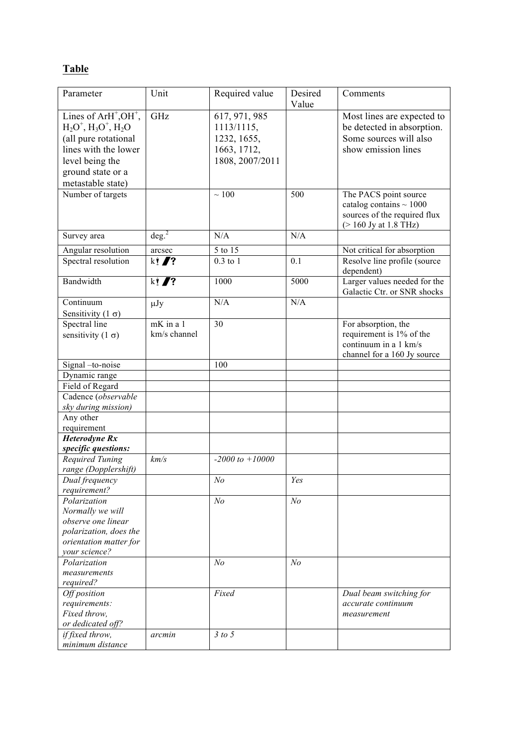## Table

| Parameter | Unit | Required value | Desired Value | Comments |
|---|---|---|---|---|
| Lines of $ArH^+$, $OH^+$, $H_2O^+$, $H_3O^+$, $H_2O$ (all pure rotational lines with the lower level being the ground state or a metastable state) | GHz | 617, 971, 985 1113/1115, 1232, 1655, 1663, 1712, 1808, 2007/2011 | | Most lines are expected to be detected in absorption. Some sources will also show emission lines |
| Number of targets | | ~ 100 | 500 | The PACS point source catalog contains ~ 1000 sources of the required flux (> 160 Jy at 1.8 THz) |
| Survey area | deg.$^2$ | N/A | N/A | |
| Angular resolution | arcsec | 5 to 15 | | Not critical for absorption |
| Spectral resolution | k? /? | 0.3 to 1 | 0.1 | Resolve line profile (source dependent) |
| Bandwidth | k? /? | 1000 | 5000 | Larger values needed for the Galactic Ctr. or SNR shocks |
| Continuum Sensitivity (1 $\sigma$) | $\mu$Jy | N/A | N/A | |
| Spectral line sensitivity (1 $\sigma$) | mK in a 1 km/s channel | 30 | | For absorption, the requirement is 1% of the continuum in a 1 km/s channel for a 160 Jy source |
| Signal –to-noise | | 100 | | |
| Dynamic range | | | | |
| Field of Regard | | | | |
| Cadence (*observable sky during mission)* | | | | |
| Any other requirement | | | | |
| ***Heterodyne Rx specific questions:*** | | | | |
| *Required Tuning range (Dopplershift)* | *km/s* | *-2000 to +10000* | | |
| *Dual frequency requirement?* | | *No* | *Yes* | |
| *Polarization Normally we will observe one linear polarization, does the orientation matter for your science?* | | *No* | *No* | |
| *Polarization measurements required?* | | *No* | *No* | |
| *Off position requirements: Fixed throw, or dedicated off?* | | *Fixed* | | *Dual beam switching for accurate continuum measurement* |
| *if fixed throw, minimum distance* | *arcmin* | *3 to 5* | | |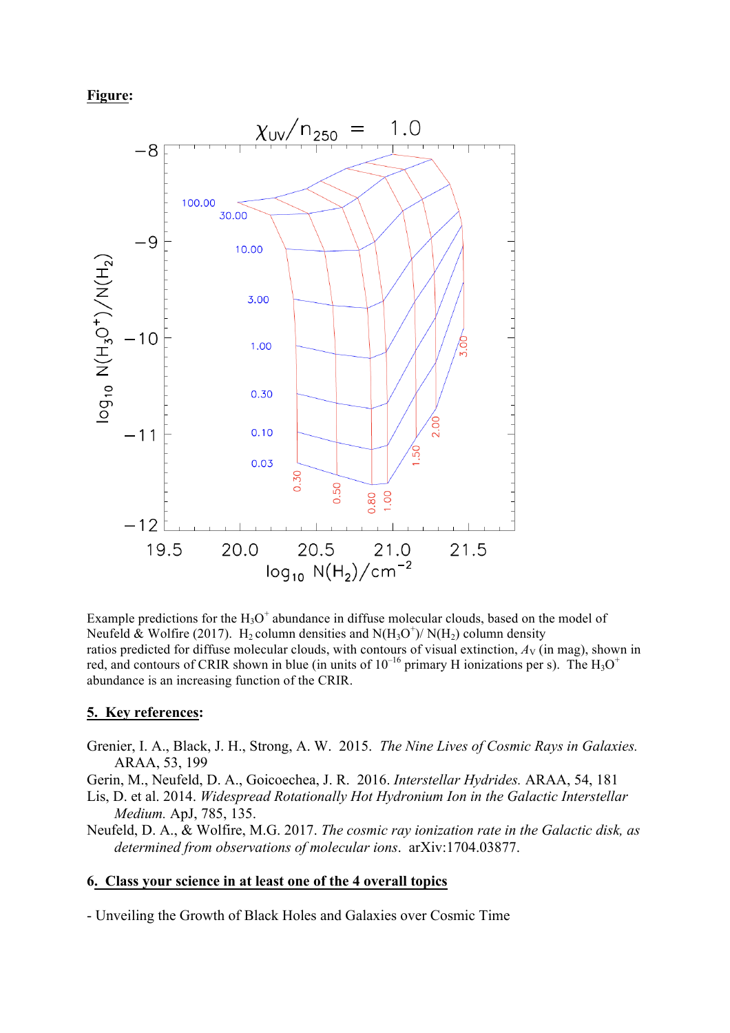**Figure**:

$\chi_{UV}/n_{250}$ = 1.0

$\log_{10}$ N($H_3O^+$)/N($H_2$)

$\log_{10}$ N($H_2$)/cm$^{-2}$

−8
−9
−10
−11
−12

19.5
20.0
20.5
21.0
21.5

100.00
30.00
10.00
3.00
1.00
0.30
0.10
0.03

0.30
0.50
0.80
1.00
1.50
2.00
3.00

Example predictions for the $H_3O^+$ abundance in diffuse molecular clouds, based on the model of Neufeld & Wolfire (2017). $H_2$ column densities and N($H_3O^+$)/ N($H_2$) column density ratios predicted for diffuse molecular clouds, with contours of visual extinction, $A_V$ (in mag), shown in red, and contours of CRIR shown in blue (in units of $10^{-16}$ primary H ionizations per s). The $H_3O^+$ abundance is an increasing function of the CRIR.

## 5. Key references:

Grenier, I. A., Black, J. H., Strong, A. W. 2015. *The Nine Lives of Cosmic Rays in Galaxies.* ARAA, 53, 199

Gerin, M., Neufeld, D. A., Goicoechea, J. R. 2016. *Interstellar Hydrides.* ARAA, 54, 181

Lis, D. et al. 2014. *Widespread Rotationally Hot Hydronium Ion in the Galactic Interstellar Medium.* ApJ, 785, 135.

Neufeld, D. A., & Wolfire, M.G. 2017. *The cosmic ray ionization rate in the Galactic disk, as determined from observations of molecular ions*. arXiv:1704.03877.

## 6. Class your science in at least one of the 4 overall topics

- Unveiling the Growth of Black Holes and Galaxies over Cosmic Time